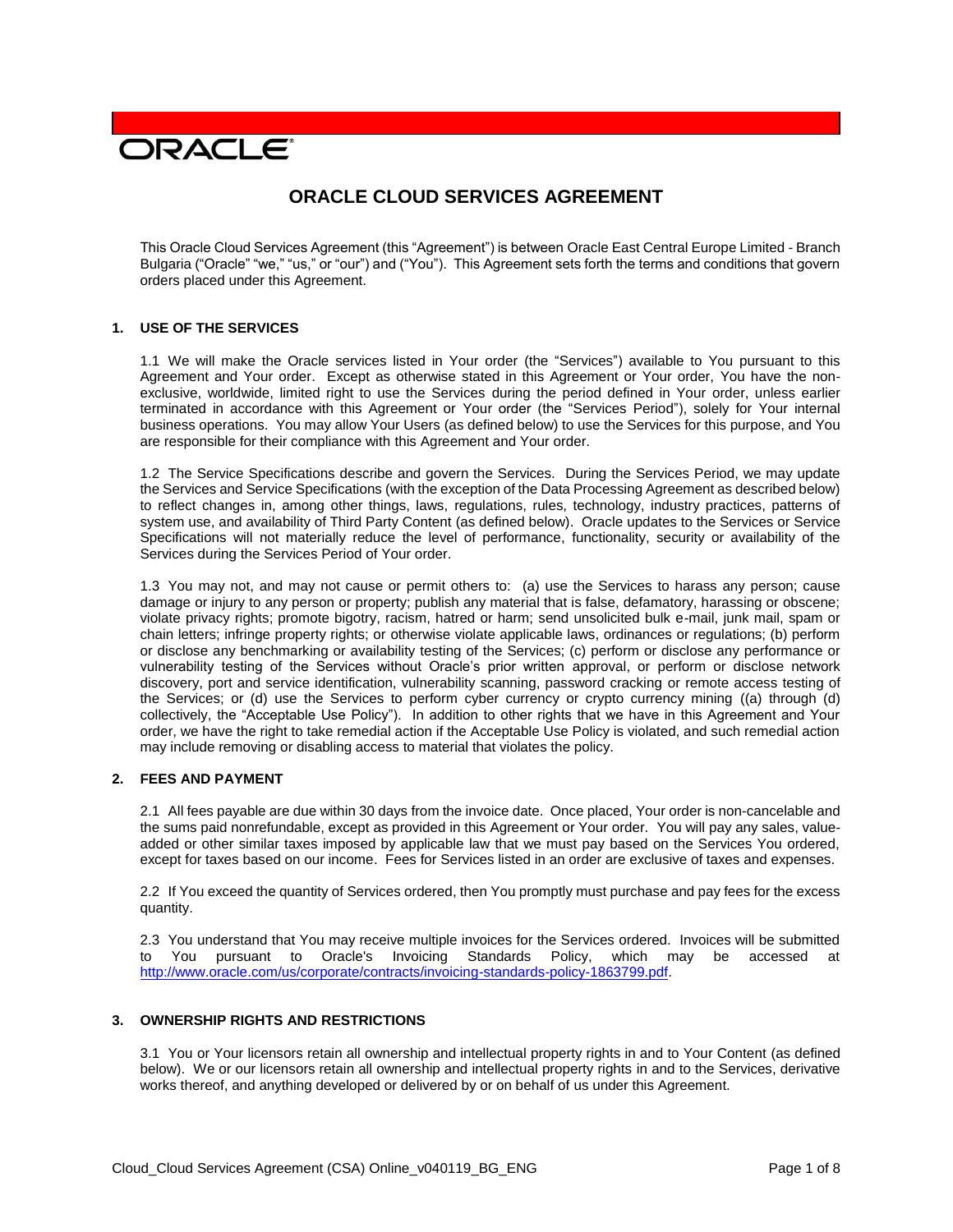ORACLE

# ORACLE CLOUD SERVICES AGREEMENT

This Oracle Cloud Services Agreement (this "Agreement") is between Oracle East Central Europe Limited - Branch Bulgaria ("Oracle" "we," "us," or "our") and ("You"). This Agreement sets forth the terms and conditions that govern orders placed under this Agreement.

## 1. USE OF THE SERVICES

1.1 We will make the Oracle services listed in Your order (the "Services") available to You pursuant to this Agreement and Your order. Except as otherwise stated in this Agreement or Your order, You have the non-exclusive, worldwide, limited right to use the Services during the period defined in Your order, unless earlier terminated in accordance with this Agreement or Your order (the "Services Period"), solely for Your internal business operations. You may allow Your Users (as defined below) to use the Services for this purpose, and You are responsible for their compliance with this Agreement and Your order.

1.2 The Service Specifications describe and govern the Services. During the Services Period, we may update the Services and Service Specifications (with the exception of the Data Processing Agreement as described below) to reflect changes in, among other things, laws, regulations, rules, technology, industry practices, patterns of system use, and availability of Third Party Content (as defined below). Oracle updates to the Services or Service Specifications will not materially reduce the level of performance, functionality, security or availability of the Services during the Services Period of Your order.

1.3 You may not, and may not cause or permit others to: (a) use the Services to harass any person; cause damage or injury to any person or property; publish any material that is false, defamatory, harassing or obscene; violate privacy rights; promote bigotry, racism, hatred or harm; send unsolicited bulk e-mail, junk mail, spam or chain letters; infringe property rights; or otherwise violate applicable laws, ordinances or regulations; (b) perform or disclose any benchmarking or availability testing of the Services; (c) perform or disclose any performance or vulnerability testing of the Services without Oracle's prior written approval, or perform or disclose network discovery, port and service identification, vulnerability scanning, password cracking or remote access testing of the Services; or (d) use the Services to perform cyber currency or crypto currency mining ((a) through (d) collectively, the "Acceptable Use Policy"). In addition to other rights that we have in this Agreement and Your order, we have the right to take remedial action if the Acceptable Use Policy is violated, and such remedial action may include removing or disabling access to material that violates the policy.

## 2. FEES AND PAYMENT

2.1 All fees payable are due within 30 days from the invoice date. Once placed, Your order is non-cancelable and the sums paid nonrefundable, except as provided in this Agreement or Your order. You will pay any sales, value-added or other similar taxes imposed by applicable law that we must pay based on the Services You ordered, except for taxes based on our income. Fees for Services listed in an order are exclusive of taxes and expenses.

2.2 If You exceed the quantity of Services ordered, then You promptly must purchase and pay fees for the excess quantity.

2.3 You understand that You may receive multiple invoices for the Services ordered. Invoices will be submitted to You pursuant to Oracle's Invoicing Standards Policy, which may be accessed at [http://www.oracle.com/us/corporate/contracts/invoicing-standards-policy-1863799.pdf](http://www.oracle.com/us/corporate/contracts/invoicing-standards-policy-1863799.pdf).

## 3. OWNERSHIP RIGHTS AND RESTRICTIONS

3.1 You or Your licensors retain all ownership and intellectual property rights in and to Your Content (as defined below). We or our licensors retain all ownership and intellectual property rights in and to the Services, derivative works thereof, and anything developed or delivered by or on behalf of us under this Agreement.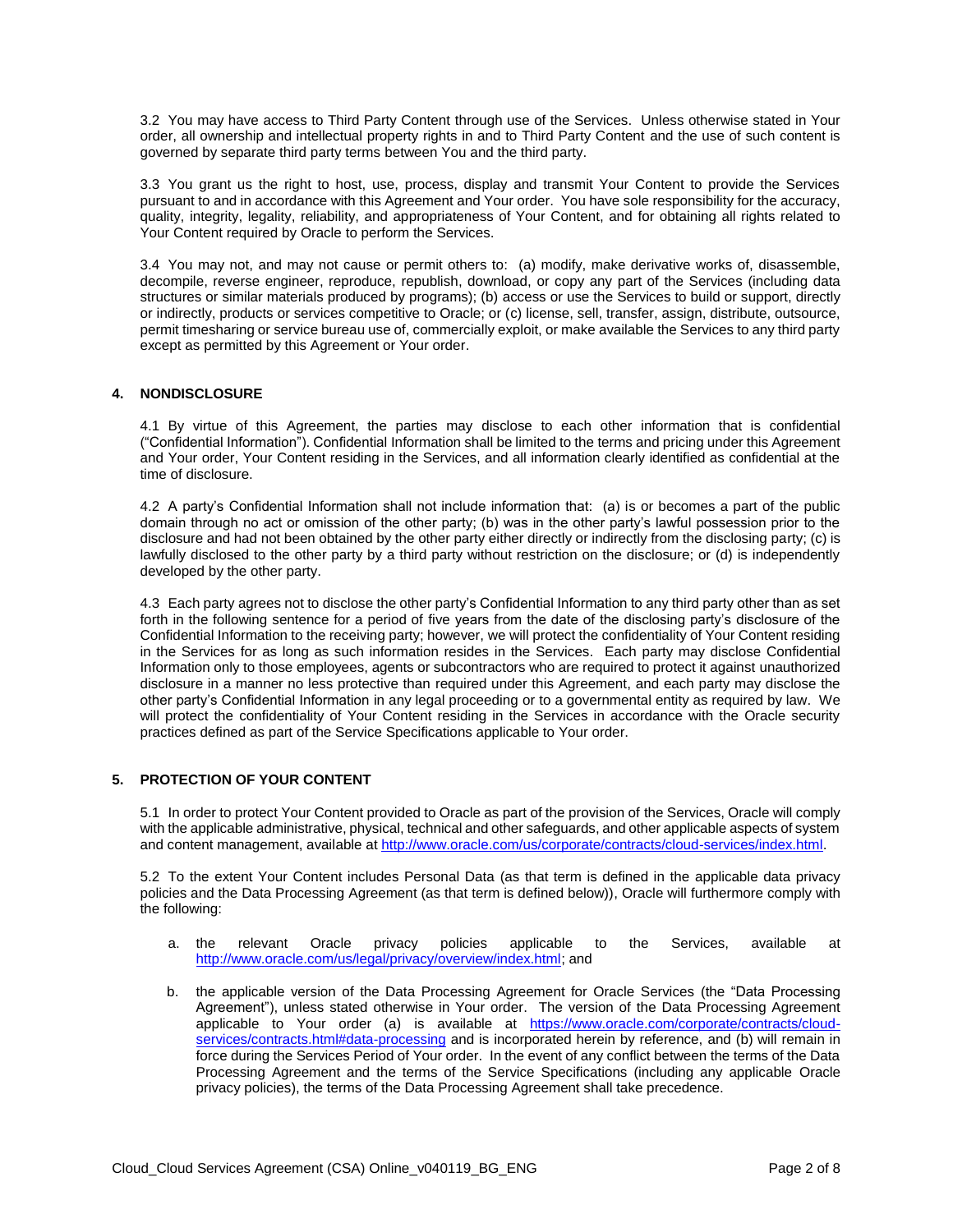3.2 You may have access to Third Party Content through use of the Services. Unless otherwise stated in Your order, all ownership and intellectual property rights in and to Third Party Content and the use of such content is governed by separate third party terms between You and the third party.

3.3 You grant us the right to host, use, process, display and transmit Your Content to provide the Services pursuant to and in accordance with this Agreement and Your order. You have sole responsibility for the accuracy, quality, integrity, legality, reliability, and appropriateness of Your Content, and for obtaining all rights related to Your Content required by Oracle to perform the Services.

3.4 You may not, and may not cause or permit others to: (a) modify, make derivative works of, disassemble, decompile, reverse engineer, reproduce, republish, download, or copy any part of the Services (including data structures or similar materials produced by programs); (b) access or use the Services to build or support, directly or indirectly, products or services competitive to Oracle; or (c) license, sell, transfer, assign, distribute, outsource, permit timesharing or service bureau use of, commercially exploit, or make available the Services to any third party except as permitted by this Agreement or Your order.

## 4. NONDISCLOSURE

4.1 By virtue of this Agreement, the parties may disclose to each other information that is confidential ("Confidential Information"). Confidential Information shall be limited to the terms and pricing under this Agreement and Your order, Your Content residing in the Services, and all information clearly identified as confidential at the time of disclosure.

4.2 A party's Confidential Information shall not include information that: (a) is or becomes a part of the public domain through no act or omission of the other party; (b) was in the other party's lawful possession prior to the disclosure and had not been obtained by the other party either directly or indirectly from the disclosing party; (c) is lawfully disclosed to the other party by a third party without restriction on the disclosure; or (d) is independently developed by the other party.

4.3 Each party agrees not to disclose the other party's Confidential Information to any third party other than as set forth in the following sentence for a period of five years from the date of the disclosing party's disclosure of the Confidential Information to the receiving party; however, we will protect the confidentiality of Your Content residing in the Services for as long as such information resides in the Services. Each party may disclose Confidential Information only to those employees, agents or subcontractors who are required to protect it against unauthorized disclosure in a manner no less protective than required under this Agreement, and each party may disclose the other party's Confidential Information in any legal proceeding or to a governmental entity as required by law. We will protect the confidentiality of Your Content residing in the Services in accordance with the Oracle security practices defined as part of the Service Specifications applicable to Your order.

## 5. PROTECTION OF YOUR CONTENT

5.1 In order to protect Your Content provided to Oracle as part of the provision of the Services, Oracle will comply with the applicable administrative, physical, technical and other safeguards, and other applicable aspects of system and content management, available at http://www.oracle.com/us/corporate/contracts/cloud-services/index.html.

5.2 To the extent Your Content includes Personal Data (as that term is defined in the applicable data privacy policies and the Data Processing Agreement (as that term is defined below)), Oracle will furthermore comply with the following:

a. the relevant Oracle privacy policies applicable to the Services, available at http://www.oracle.com/us/legal/privacy/overview/index.html; and

b. the applicable version of the Data Processing Agreement for Oracle Services (the "Data Processing Agreement"), unless stated otherwise in Your order. The version of the Data Processing Agreement applicable to Your order (a) is available at https://www.oracle.com/corporate/contracts/cloud-services/contracts.html#data-processing and is incorporated herein by reference, and (b) will remain in force during the Services Period of Your order. In the event of any conflict between the terms of the Data Processing Agreement and the terms of the Service Specifications (including any applicable Oracle privacy policies), the terms of the Data Processing Agreement shall take precedence.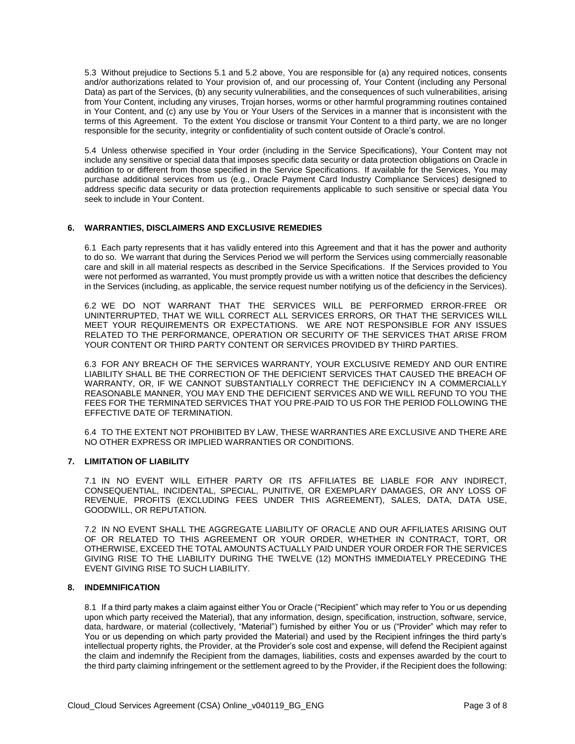5.3 Without prejudice to Sections 5.1 and 5.2 above, You are responsible for (a) any required notices, consents and/or authorizations related to Your provision of, and our processing of, Your Content (including any Personal Data) as part of the Services, (b) any security vulnerabilities, and the consequences of such vulnerabilities, arising from Your Content, including any viruses, Trojan horses, worms or other harmful programming routines contained in Your Content, and (c) any use by You or Your Users of the Services in a manner that is inconsistent with the terms of this Agreement. To the extent You disclose or transmit Your Content to a third party, we are no longer responsible for the security, integrity or confidentiality of such content outside of Oracle's control.

5.4 Unless otherwise specified in Your order (including in the Service Specifications), Your Content may not include any sensitive or special data that imposes specific data security or data protection obligations on Oracle in addition to or different from those specified in the Service Specifications. If available for the Services, You may purchase additional services from us (e.g., Oracle Payment Card Industry Compliance Services) designed to address specific data security or data protection requirements applicable to such sensitive or special data You seek to include in Your Content.

## 6. WARRANTIES, DISCLAIMERS AND EXCLUSIVE REMEDIES

6.1 Each party represents that it has validly entered into this Agreement and that it has the power and authority to do so. We warrant that during the Services Period we will perform the Services using commercially reasonable care and skill in all material respects as described in the Service Specifications. If the Services provided to You were not performed as warranted, You must promptly provide us with a written notice that describes the deficiency in the Services (including, as applicable, the service request number notifying us of the deficiency in the Services).

6.2 WE DO NOT WARRANT THAT THE SERVICES WILL BE PERFORMED ERROR-FREE OR UNINTERRUPTED, THAT WE WILL CORRECT ALL SERVICES ERRORS, OR THAT THE SERVICES WILL MEET YOUR REQUIREMENTS OR EXPECTATIONS. WE ARE NOT RESPONSIBLE FOR ANY ISSUES RELATED TO THE PERFORMANCE, OPERATION OR SECURITY OF THE SERVICES THAT ARISE FROM YOUR CONTENT OR THIRD PARTY CONTENT OR SERVICES PROVIDED BY THIRD PARTIES.

6.3 FOR ANY BREACH OF THE SERVICES WARRANTY, YOUR EXCLUSIVE REMEDY AND OUR ENTIRE LIABILITY SHALL BE THE CORRECTION OF THE DEFICIENT SERVICES THAT CAUSED THE BREACH OF WARRANTY, OR, IF WE CANNOT SUBSTANTIALLY CORRECT THE DEFICIENCY IN A COMMERCIALLY REASONABLE MANNER, YOU MAY END THE DEFICIENT SERVICES AND WE WILL REFUND TO YOU THE FEES FOR THE TERMINATED SERVICES THAT YOU PRE-PAID TO US FOR THE PERIOD FOLLOWING THE EFFECTIVE DATE OF TERMINATION.

6.4 TO THE EXTENT NOT PROHIBITED BY LAW, THESE WARRANTIES ARE EXCLUSIVE AND THERE ARE NO OTHER EXPRESS OR IMPLIED WARRANTIES OR CONDITIONS.

## 7. LIMITATION OF LIABILITY

7.1 IN NO EVENT WILL EITHER PARTY OR ITS AFFILIATES BE LIABLE FOR ANY INDIRECT, CONSEQUENTIAL, INCIDENTAL, SPECIAL, PUNITIVE, OR EXEMPLARY DAMAGES, OR ANY LOSS OF REVENUE, PROFITS (EXCLUDING FEES UNDER THIS AGREEMENT), SALES, DATA, DATA USE, GOODWILL, OR REPUTATION.

7.2 IN NO EVENT SHALL THE AGGREGATE LIABILITY OF ORACLE AND OUR AFFILIATES ARISING OUT OF OR RELATED TO THIS AGREEMENT OR YOUR ORDER, WHETHER IN CONTRACT, TORT, OR OTHERWISE, EXCEED THE TOTAL AMOUNTS ACTUALLY PAID UNDER YOUR ORDER FOR THE SERVICES GIVING RISE TO THE LIABILITY DURING THE TWELVE (12) MONTHS IMMEDIATELY PRECEDING THE EVENT GIVING RISE TO SUCH LIABILITY.

## 8. INDEMNIFICATION

8.1 If a third party makes a claim against either You or Oracle ("Recipient" which may refer to You or us depending upon which party received the Material), that any information, design, specification, instruction, software, service, data, hardware, or material (collectively, "Material") furnished by either You or us ("Provider" which may refer to You or us depending on which party provided the Material) and used by the Recipient infringes the third party's intellectual property rights, the Provider, at the Provider's sole cost and expense, will defend the Recipient against the claim and indemnify the Recipient from the damages, liabilities, costs and expenses awarded by the court to the third party claiming infringement or the settlement agreed to by the Provider, if the Recipient does the following: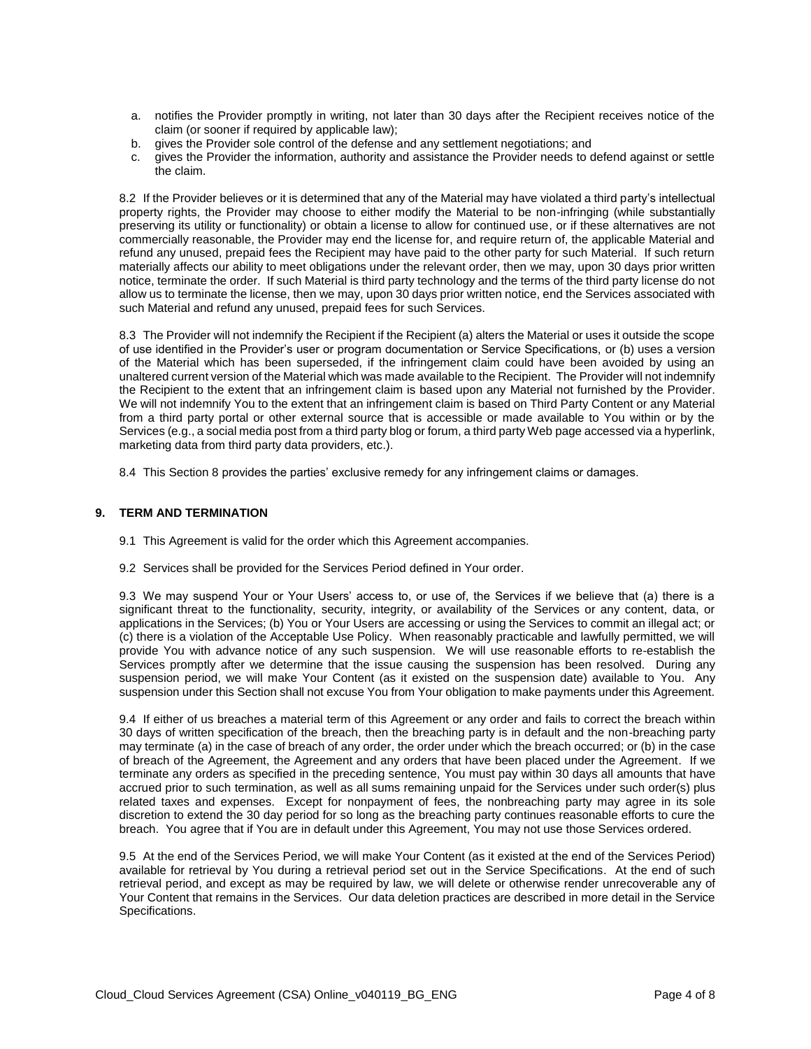a. notifies the Provider promptly in writing, not later than 30 days after the Recipient receives notice of the claim (or sooner if required by applicable law);
b. gives the Provider sole control of the defense and any settlement negotiations; and
c. gives the Provider the information, authority and assistance the Provider needs to defend against or settle the claim.

8.2 If the Provider believes or it is determined that any of the Material may have violated a third party's intellectual property rights, the Provider may choose to either modify the Material to be non-infringing (while substantially preserving its utility or functionality) or obtain a license to allow for continued use, or if these alternatives are not commercially reasonable, the Provider may end the license for, and require return of, the applicable Material and refund any unused, prepaid fees the Recipient may have paid to the other party for such Material. If such return materially affects our ability to meet obligations under the relevant order, then we may, upon 30 days prior written notice, terminate the order. If such Material is third party technology and the terms of the third party license do not allow us to terminate the license, then we may, upon 30 days prior written notice, end the Services associated with such Material and refund any unused, prepaid fees for such Services.

8.3 The Provider will not indemnify the Recipient if the Recipient (a) alters the Material or uses it outside the scope of use identified in the Provider's user or program documentation or Service Specifications, or (b) uses a version of the Material which has been superseded, if the infringement claim could have been avoided by using an unaltered current version of the Material which was made available to the Recipient. The Provider will not indemnify the Recipient to the extent that an infringement claim is based upon any Material not furnished by the Provider. We will not indemnify You to the extent that an infringement claim is based on Third Party Content or any Material from a third party portal or other external source that is accessible or made available to You within or by the Services (e.g., a social media post from a third party blog or forum, a third party Web page accessed via a hyperlink, marketing data from third party data providers, etc.).

8.4 This Section 8 provides the parties' exclusive remedy for any infringement claims or damages.

## 9. TERM AND TERMINATION

9.1 This Agreement is valid for the order which this Agreement accompanies.

9.2 Services shall be provided for the Services Period defined in Your order.

9.3 We may suspend Your or Your Users' access to, or use of, the Services if we believe that (a) there is a significant threat to the functionality, security, integrity, or availability of the Services or any content, data, or applications in the Services; (b) You or Your Users are accessing or using the Services to commit an illegal act; or (c) there is a violation of the Acceptable Use Policy. When reasonably practicable and lawfully permitted, we will provide You with advance notice of any such suspension. We will use reasonable efforts to re-establish the Services promptly after we determine that the issue causing the suspension has been resolved. During any suspension period, we will make Your Content (as it existed on the suspension date) available to You. Any suspension under this Section shall not excuse You from Your obligation to make payments under this Agreement.

9.4 If either of us breaches a material term of this Agreement or any order and fails to correct the breach within 30 days of written specification of the breach, then the breaching party is in default and the non-breaching party may terminate (a) in the case of breach of any order, the order under which the breach occurred; or (b) in the case of breach of the Agreement, the Agreement and any orders that have been placed under the Agreement. If we terminate any orders as specified in the preceding sentence, You must pay within 30 days all amounts that have accrued prior to such termination, as well as all sums remaining unpaid for the Services under such order(s) plus related taxes and expenses. Except for nonpayment of fees, the nonbreaching party may agree in its sole discretion to extend the 30 day period for so long as the breaching party continues reasonable efforts to cure the breach. You agree that if You are in default under this Agreement, You may not use those Services ordered.

9.5 At the end of the Services Period, we will make Your Content (as it existed at the end of the Services Period) available for retrieval by You during a retrieval period set out in the Service Specifications. At the end of such retrieval period, and except as may be required by law, we will delete or otherwise render unrecoverable any of Your Content that remains in the Services. Our data deletion practices are described in more detail in the Service Specifications.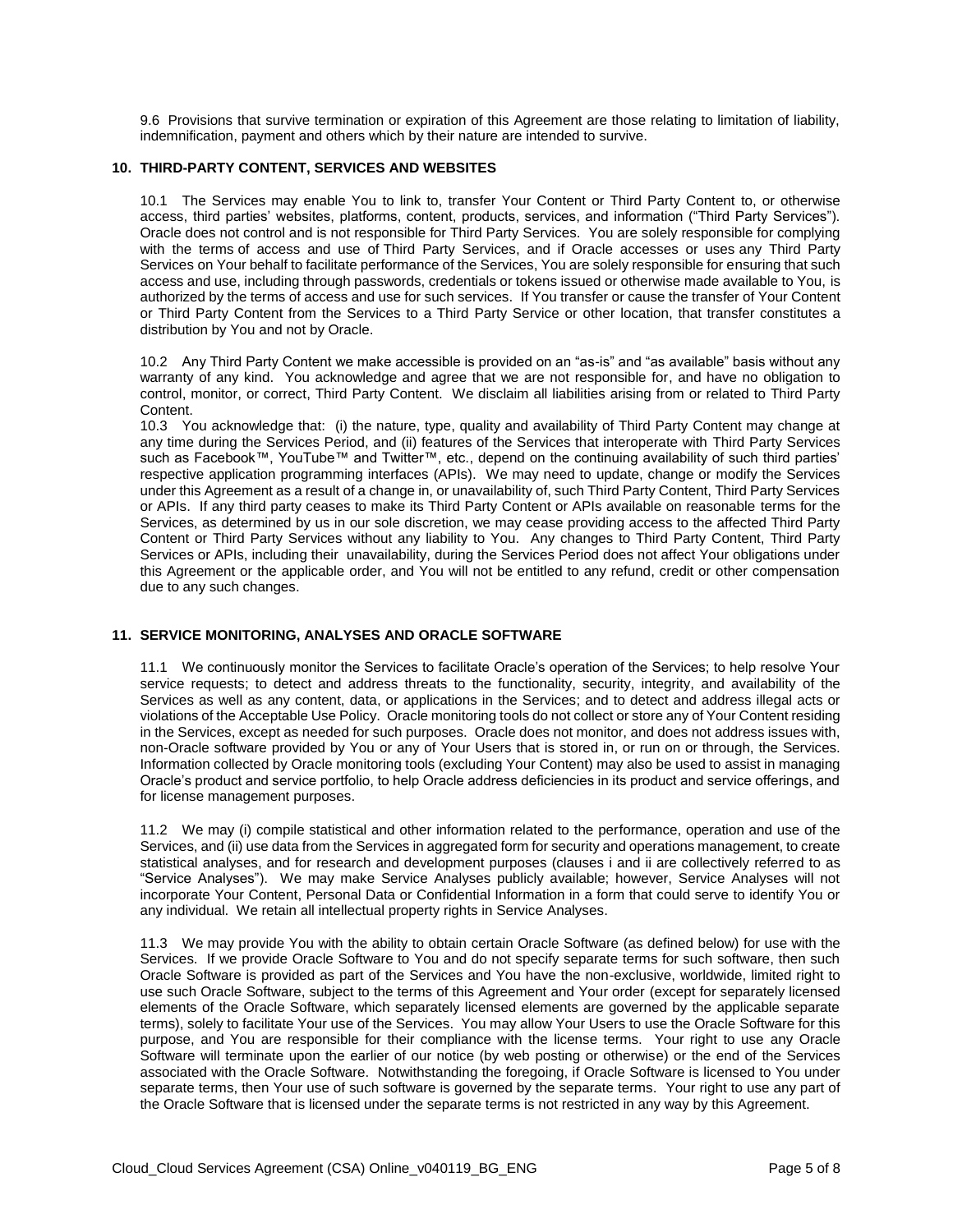9.6 Provisions that survive termination or expiration of this Agreement are those relating to limitation of liability, indemnification, payment and others which by their nature are intended to survive.

## 10. THIRD-PARTY CONTENT, SERVICES AND WEBSITES

10.1 The Services may enable You to link to, transfer Your Content or Third Party Content to, or otherwise access, third parties' websites, platforms, content, products, services, and information ("Third Party Services"). Oracle does not control and is not responsible for Third Party Services. You are solely responsible for complying with the terms of access and use of Third Party Services, and if Oracle accesses or uses any Third Party Services on Your behalf to facilitate performance of the Services, You are solely responsible for ensuring that such access and use, including through passwords, credentials or tokens issued or otherwise made available to You, is authorized by the terms of access and use for such services. If You transfer or cause the transfer of Your Content or Third Party Content from the Services to a Third Party Service or other location, that transfer constitutes a distribution by You and not by Oracle.

10.2 Any Third Party Content we make accessible is provided on an "as-is" and "as available" basis without any warranty of any kind. You acknowledge and agree that we are not responsible for, and have no obligation to control, monitor, or correct, Third Party Content. We disclaim all liabilities arising from or related to Third Party Content.

10.3 You acknowledge that: (i) the nature, type, quality and availability of Third Party Content may change at any time during the Services Period, and (ii) features of the Services that interoperate with Third Party Services such as Facebook™, YouTube™ and Twitter™, etc., depend on the continuing availability of such third parties' respective application programming interfaces (APIs). We may need to update, change or modify the Services under this Agreement as a result of a change in, or unavailability of, such Third Party Content, Third Party Services or APIs. If any third party ceases to make its Third Party Content or APIs available on reasonable terms for the Services, as determined by us in our sole discretion, we may cease providing access to the affected Third Party Content or Third Party Services without any liability to You. Any changes to Third Party Content, Third Party Services or APIs, including their unavailability, during the Services Period does not affect Your obligations under this Agreement or the applicable order, and You will not be entitled to any refund, credit or other compensation due to any such changes.

## 11. SERVICE MONITORING, ANALYSES AND ORACLE SOFTWARE

11.1 We continuously monitor the Services to facilitate Oracle's operation of the Services; to help resolve Your service requests; to detect and address threats to the functionality, security, integrity, and availability of the Services as well as any content, data, or applications in the Services; and to detect and address illegal acts or violations of the Acceptable Use Policy. Oracle monitoring tools do not collect or store any of Your Content residing in the Services, except as needed for such purposes. Oracle does not monitor, and does not address issues with, non-Oracle software provided by You or any of Your Users that is stored in, or run on or through, the Services. Information collected by Oracle monitoring tools (excluding Your Content) may also be used to assist in managing Oracle's product and service portfolio, to help Oracle address deficiencies in its product and service offerings, and for license management purposes.

11.2 We may (i) compile statistical and other information related to the performance, operation and use of the Services, and (ii) use data from the Services in aggregated form for security and operations management, to create statistical analyses, and for research and development purposes (clauses i and ii are collectively referred to as "Service Analyses"). We may make Service Analyses publicly available; however, Service Analyses will not incorporate Your Content, Personal Data or Confidential Information in a form that could serve to identify You or any individual. We retain all intellectual property rights in Service Analyses.

11.3 We may provide You with the ability to obtain certain Oracle Software (as defined below) for use with the Services. If we provide Oracle Software to You and do not specify separate terms for such software, then such Oracle Software is provided as part of the Services and You have the non-exclusive, worldwide, limited right to use such Oracle Software, subject to the terms of this Agreement and Your order (except for separately licensed elements of the Oracle Software, which separately licensed elements are governed by the applicable separate terms), solely to facilitate Your use of the Services. You may allow Your Users to use the Oracle Software for this purpose, and You are responsible for their compliance with the license terms. Your right to use any Oracle Software will terminate upon the earlier of our notice (by web posting or otherwise) or the end of the Services associated with the Oracle Software. Notwithstanding the foregoing, if Oracle Software is licensed to You under separate terms, then Your use of such software is governed by the separate terms. Your right to use any part of the Oracle Software that is licensed under the separate terms is not restricted in any way by this Agreement.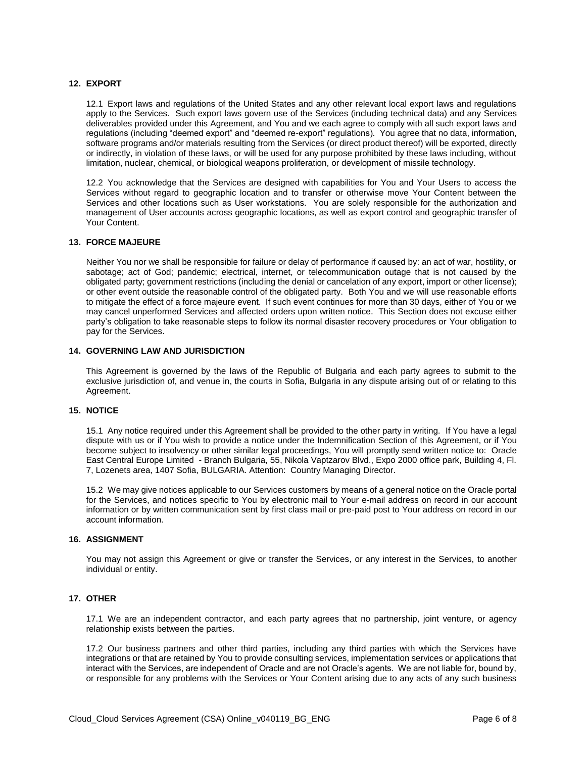## 12. EXPORT

12.1 Export laws and regulations of the United States and any other relevant local export laws and regulations apply to the Services. Such export laws govern use of the Services (including technical data) and any Services deliverables provided under this Agreement, and You and we each agree to comply with all such export laws and regulations (including "deemed export" and "deemed re-export" regulations). You agree that no data, information, software programs and/or materials resulting from the Services (or direct product thereof) will be exported, directly or indirectly, in violation of these laws, or will be used for any purpose prohibited by these laws including, without limitation, nuclear, chemical, or biological weapons proliferation, or development of missile technology.

12.2 You acknowledge that the Services are designed with capabilities for You and Your Users to access the Services without regard to geographic location and to transfer or otherwise move Your Content between the Services and other locations such as User workstations. You are solely responsible for the authorization and management of User accounts across geographic locations, as well as export control and geographic transfer of Your Content.

## 13. FORCE MAJEURE

Neither You nor we shall be responsible for failure or delay of performance if caused by: an act of war, hostility, or sabotage; act of God; pandemic; electrical, internet, or telecommunication outage that is not caused by the obligated party; government restrictions (including the denial or cancelation of any export, import or other license); or other event outside the reasonable control of the obligated party. Both You and we will use reasonable efforts to mitigate the effect of a force majeure event. If such event continues for more than 30 days, either of You or we may cancel unperformed Services and affected orders upon written notice. This Section does not excuse either party's obligation to take reasonable steps to follow its normal disaster recovery procedures or Your obligation to pay for the Services.

## 14. GOVERNING LAW AND JURISDICTION

This Agreement is governed by the laws of the Republic of Bulgaria and each party agrees to submit to the exclusive jurisdiction of, and venue in, the courts in Sofia, Bulgaria in any dispute arising out of or relating to this Agreement.

## 15. NOTICE

15.1 Any notice required under this Agreement shall be provided to the other party in writing. If You have a legal dispute with us or if You wish to provide a notice under the Indemnification Section of this Agreement, or if You become subject to insolvency or other similar legal proceedings, You will promptly send written notice to: Oracle East Central Europe Limited - Branch Bulgaria, 55, Nikola Vaptzarov Blvd., Expo 2000 office park, Building 4, Fl. 7, Lozenets area, 1407 Sofia, BULGARIA. Attention: Country Managing Director.

15.2 We may give notices applicable to our Services customers by means of a general notice on the Oracle portal for the Services, and notices specific to You by electronic mail to Your e-mail address on record in our account information or by written communication sent by first class mail or pre-paid post to Your address on record in our account information.

## 16. ASSIGNMENT

You may not assign this Agreement or give or transfer the Services, or any interest in the Services, to another individual or entity.

## 17. OTHER

17.1 We are an independent contractor, and each party agrees that no partnership, joint venture, or agency relationship exists between the parties.

17.2 Our business partners and other third parties, including any third parties with which the Services have integrations or that are retained by You to provide consulting services, implementation services or applications that interact with the Services, are independent of Oracle and are not Oracle's agents. We are not liable for, bound by, or responsible for any problems with the Services or Your Content arising due to any acts of any such business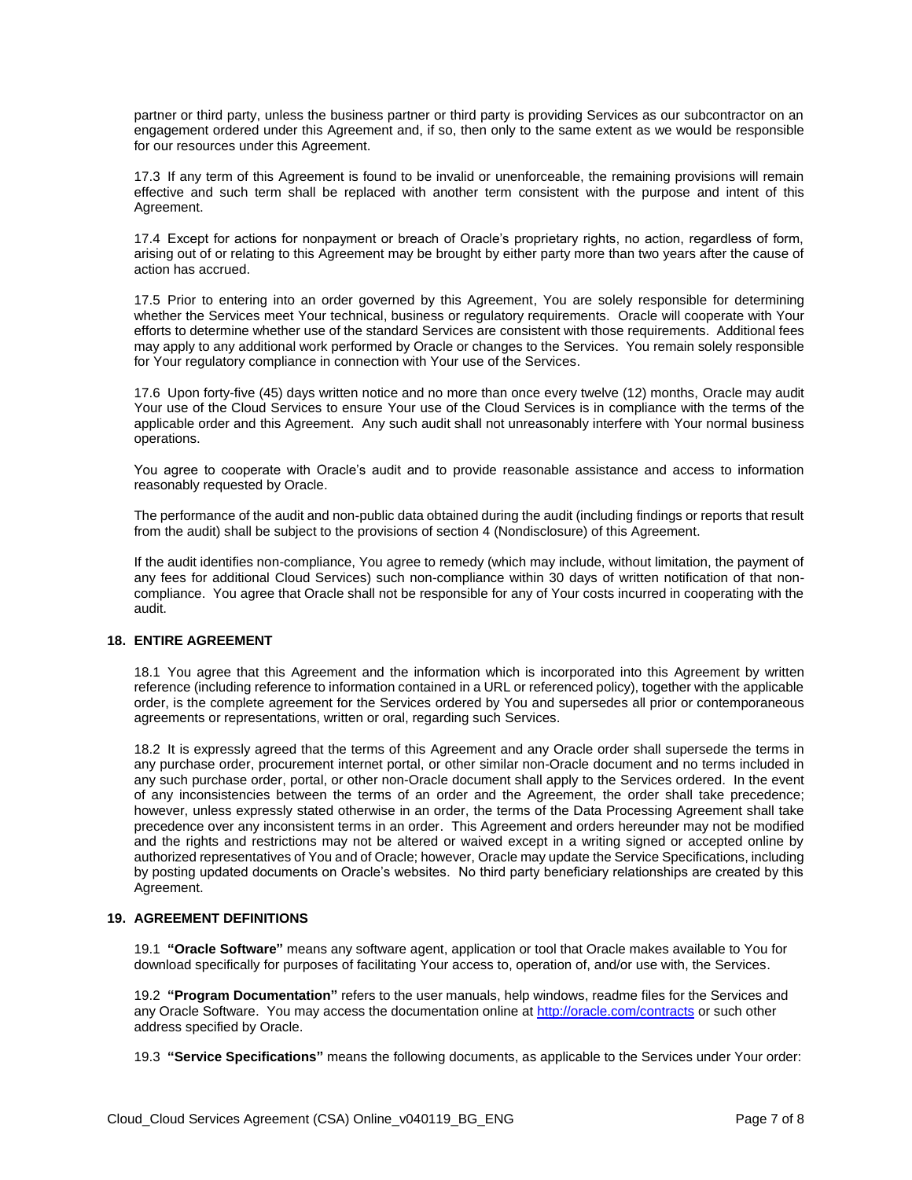partner or third party, unless the business partner or third party is providing Services as our subcontractor on an engagement ordered under this Agreement and, if so, then only to the same extent as we would be responsible for our resources under this Agreement.

17.3 If any term of this Agreement is found to be invalid or unenforceable, the remaining provisions will remain effective and such term shall be replaced with another term consistent with the purpose and intent of this Agreement.

17.4 Except for actions for nonpayment or breach of Oracle's proprietary rights, no action, regardless of form, arising out of or relating to this Agreement may be brought by either party more than two years after the cause of action has accrued.

17.5 Prior to entering into an order governed by this Agreement, You are solely responsible for determining whether the Services meet Your technical, business or regulatory requirements. Oracle will cooperate with Your efforts to determine whether use of the standard Services are consistent with those requirements. Additional fees may apply to any additional work performed by Oracle or changes to the Services. You remain solely responsible for Your regulatory compliance in connection with Your use of the Services.

17.6 Upon forty-five (45) days written notice and no more than once every twelve (12) months, Oracle may audit Your use of the Cloud Services to ensure Your use of the Cloud Services is in compliance with the terms of the applicable order and this Agreement. Any such audit shall not unreasonably interfere with Your normal business operations.

You agree to cooperate with Oracle's audit and to provide reasonable assistance and access to information reasonably requested by Oracle.

The performance of the audit and non-public data obtained during the audit (including findings or reports that result from the audit) shall be subject to the provisions of section 4 (Nondisclosure) of this Agreement.

If the audit identifies non-compliance, You agree to remedy (which may include, without limitation, the payment of any fees for additional Cloud Services) such non-compliance within 30 days of written notification of that non-compliance. You agree that Oracle shall not be responsible for any of Your costs incurred in cooperating with the audit.

## 18. ENTIRE AGREEMENT

18.1 You agree that this Agreement and the information which is incorporated into this Agreement by written reference (including reference to information contained in a URL or referenced policy), together with the applicable order, is the complete agreement for the Services ordered by You and supersedes all prior or contemporaneous agreements or representations, written or oral, regarding such Services.

18.2 It is expressly agreed that the terms of this Agreement and any Oracle order shall supersede the terms in any purchase order, procurement internet portal, or other similar non-Oracle document and no terms included in any such purchase order, portal, or other non-Oracle document shall apply to the Services ordered. In the event of any inconsistencies between the terms of an order and the Agreement, the order shall take precedence; however, unless expressly stated otherwise in an order, the terms of the Data Processing Agreement shall take precedence over any inconsistent terms in an order. This Agreement and orders hereunder may not be modified and the rights and restrictions may not be altered or waived except in a writing signed or accepted online by authorized representatives of You and of Oracle; however, Oracle may update the Service Specifications, including by posting updated documents on Oracle's websites. No third party beneficiary relationships are created by this Agreement.

## 19. AGREEMENT DEFINITIONS

19.1 **"Oracle Software"** means any software agent, application or tool that Oracle makes available to You for download specifically for purposes of facilitating Your access to, operation of, and/or use with, the Services.

19.2 **"Program Documentation"** refers to the user manuals, help windows, readme files for the Services and any Oracle Software. You may access the documentation online at [http://oracle.com/contracts](http://oracle.com/contracts) or such other address specified by Oracle.

19.3 **"Service Specifications"** means the following documents, as applicable to the Services under Your order: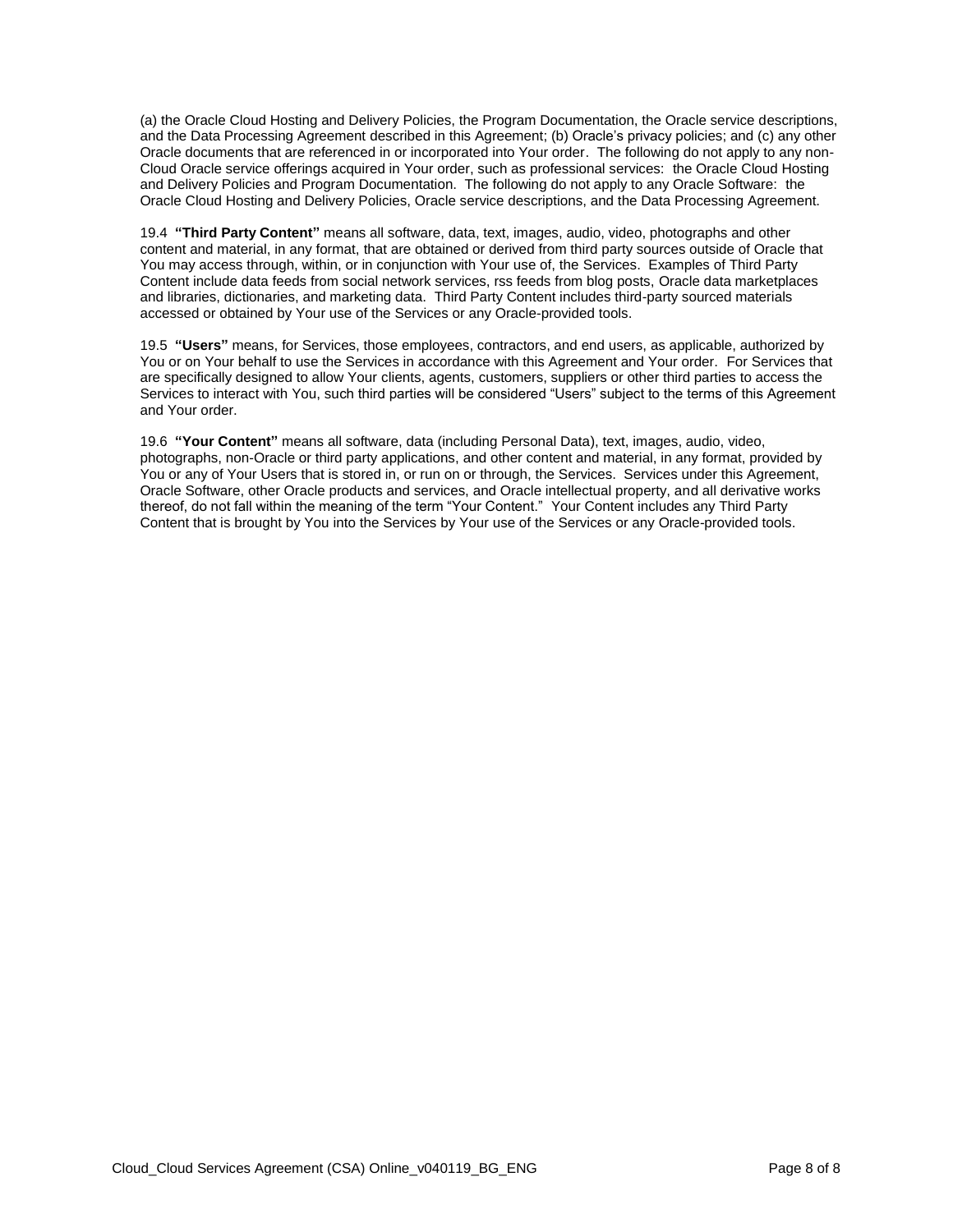(a) the Oracle Cloud Hosting and Delivery Policies, the Program Documentation, the Oracle service descriptions, and the Data Processing Agreement described in this Agreement; (b) Oracle's privacy policies; and (c) any other Oracle documents that are referenced in or incorporated into Your order. The following do not apply to any non-Cloud Oracle service offerings acquired in Your order, such as professional services: the Oracle Cloud Hosting and Delivery Policies and Program Documentation. The following do not apply to any Oracle Software: the Oracle Cloud Hosting and Delivery Policies, Oracle service descriptions, and the Data Processing Agreement.

19.4 **"Third Party Content"** means all software, data, text, images, audio, video, photographs and other content and material, in any format, that are obtained or derived from third party sources outside of Oracle that You may access through, within, or in conjunction with Your use of, the Services. Examples of Third Party Content include data feeds from social network services, rss feeds from blog posts, Oracle data marketplaces and libraries, dictionaries, and marketing data. Third Party Content includes third-party sourced materials accessed or obtained by Your use of the Services or any Oracle-provided tools.

19.5 **"Users"** means, for Services, those employees, contractors, and end users, as applicable, authorized by You or on Your behalf to use the Services in accordance with this Agreement and Your order. For Services that are specifically designed to allow Your clients, agents, customers, suppliers or other third parties to access the Services to interact with You, such third parties will be considered "Users" subject to the terms of this Agreement and Your order.

19.6 **"Your Content"** means all software, data (including Personal Data), text, images, audio, video, photographs, non-Oracle or third party applications, and other content and material, in any format, provided by You or any of Your Users that is stored in, or run on or through, the Services. Services under this Agreement, Oracle Software, other Oracle products and services, and Oracle intellectual property, and all derivative works thereof, do not fall within the meaning of the term "Your Content." Your Content includes any Third Party Content that is brought by You into the Services by Your use of the Services or any Oracle-provided tools.